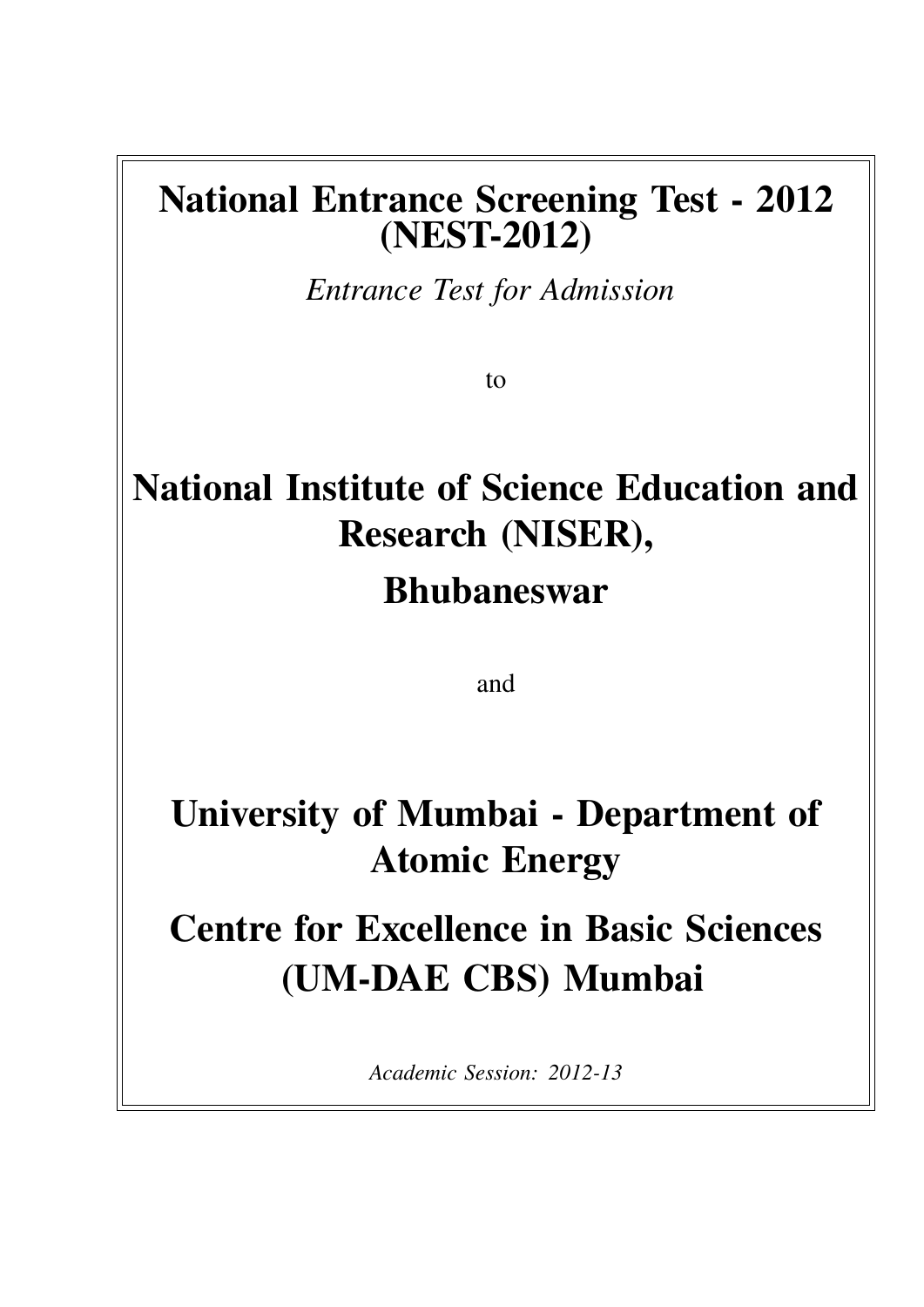# National Entrance Screening Test - 2012 (NEST-2012)

*Entrance Test for Admission*

to

# National Institute of Science Education and Research (NISER), Bhubaneswar

and

# University of Mumbai - Department of Atomic Energy Centre for Excellence in Basic Sciences (UM-DAE CBS) Mumbai

*Academic Session: 2012-13*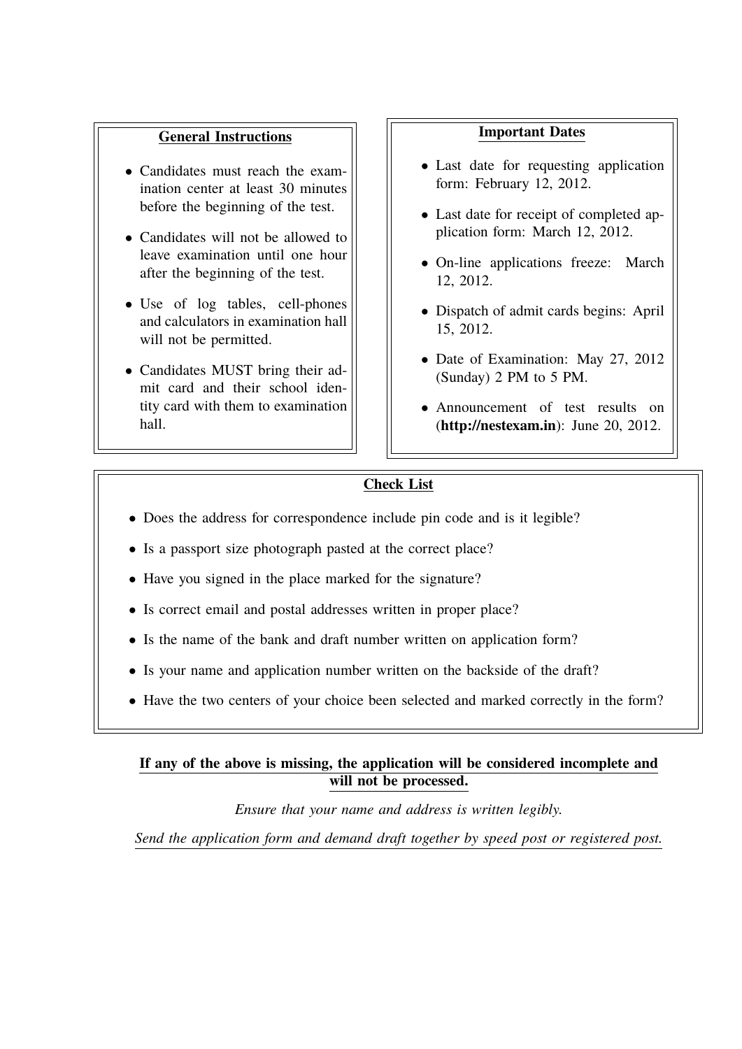## General Instructions

- Candidates must reach the examination center at least 30 minutes before the beginning of the test.
- Candidates will not be allowed to leave examination until one hour after the beginning of the test.
- Use of log tables, cell-phones and calculators in examination hall will not be permitted.
- Candidates MUST bring their admit card and their school identity card with them to examination hall.

## Important Dates

- Last date for requesting application form: February 12, 2012.
- Last date for receipt of completed application form: March 12, 2012.
- On-line applications freeze: March 12, 2012.
- Dispatch of admit cards begins: April 15, 2012.
- Date of Examination: May 27, 2012 (Sunday) 2 PM to 5 PM.
- Announcement of test results on (**http://nestexam.in**): June 20, 2012.

## Check List

- Does the address for correspondence include pin code and is it legible?
- Is a passport size photograph pasted at the correct place?
- Have you signed in the place marked for the signature?
- Is correct email and postal addresses written in proper place?
- Is the name of the bank and draft number written on application form?
- Is your name and application number written on the backside of the draft?
- Have the two centers of your choice been selected and marked correctly in the form?

**If any of the above is missing, the application will be considered incomplete and will not be processed.**

*Ensure that your name and address is written legibly.*

*Send the application form and demand draft together by speed post or registered post.*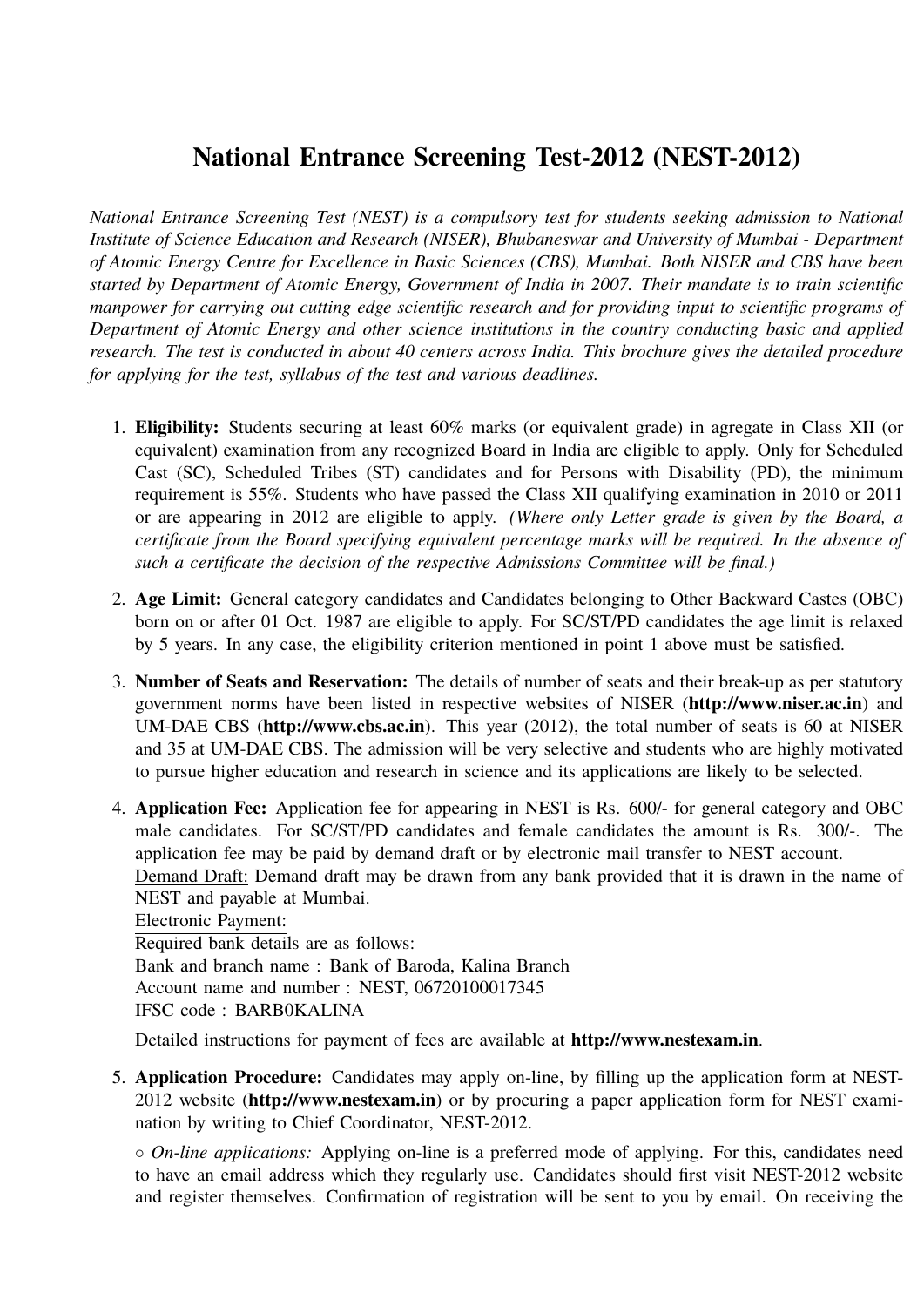# National Entrance Screening Test-2012 (NEST-2012)

*National Entrance Screening Test (NEST) is a compulsory test for students seeking admission to National Institute of Science Education and Research (NISER), Bhubaneswar and University of Mumbai - Department of Atomic Energy Centre for Excellence in Basic Sciences (CBS), Mumbai. Both NISER and CBS have been started by Department of Atomic Energy, Government of India in 2007. Their mandate is to train scientific manpower for carrying out cutting edge scientific research and for providing input to scientific programs of Department of Atomic Energy and other science institutions in the country conducting basic and applied research. The test is conducted in about 40 centers across India. This brochure gives the detailed procedure for applying for the test, syllabus of the test and various deadlines.*

1. **Eligibility:** Students securing at least 60% marks (or equivalent grade) in agregate in Class XII (or equivalent) examination from any recognized Board in India are eligible to apply. Only for Scheduled Cast (SC), Scheduled Tribes (ST) candidates and for Persons with Disability (PD), the minimum requirement is 55%. Students who have passed the Class XII qualifying examination in 2010 or 2011 or are appearing in 2012 are eligible to apply. *(Where only Letter grade is given by the Board, a certificate from the Board specifying equivalent percentage marks will be required. In the absence of such a certificate the decision of the respective Admissions Committee will be final.)*

2. **Age Limit:** General category candidates and Candidates belonging to Other Backward Castes (OBC) born on or after 01 Oct. 1987 are eligible to apply. For SC/ST/PD candidates the age limit is relaxed by 5 years. In any case, the eligibility criterion mentioned in point 1 above must be satisfied.

3. **Number of Seats and Reservation:** The details of number of seats and their break-up as per statutory government norms have been listed in respective websites of NISER (**http://www.niser.ac.in**) and UM-DAE CBS (**http://www.cbs.ac.in**). This year (2012), the total number of seats is 60 at NISER and 35 at UM-DAE CBS. The admission will be very selective and students who are highly motivated to pursue higher education and research in science and its applications are likely to be selected.

4. **Application Fee:** Application fee for appearing in NEST is Rs. 600/- for general category and OBC male candidates. For SC/ST/PD candidates and female candidates the amount is Rs. 300/-. The application fee may be paid by demand draft or by electronic mail transfer to NEST account.
   Demand Draft: Demand draft may be drawn from any bank provided that it is drawn in the name of NEST and payable at Mumbai.
   Electronic Payment:
   Required bank details are as follows:
   Bank and branch name : Bank of Baroda, Kalina Branch
   Account name and number : NEST, 06720100017345
   IFSC code : BARB0KALINA

   Detailed instructions for payment of fees are available at **http://www.nestexam.in**.

5. **Application Procedure:** Candidates may apply on-line, by filling up the application form at NEST-2012 website (**http://www.nestexam.in**) or by procuring a paper application form for NEST examination by writing to Chief Coordinator, NEST-2012.

   ◦ *On-line applications:* Applying on-line is a preferred mode of applying. For this, candidates need to have an email address which they regularly use. Candidates should first visit NEST-2012 website and register themselves. Confirmation of registration will be sent to you by email. On receiving the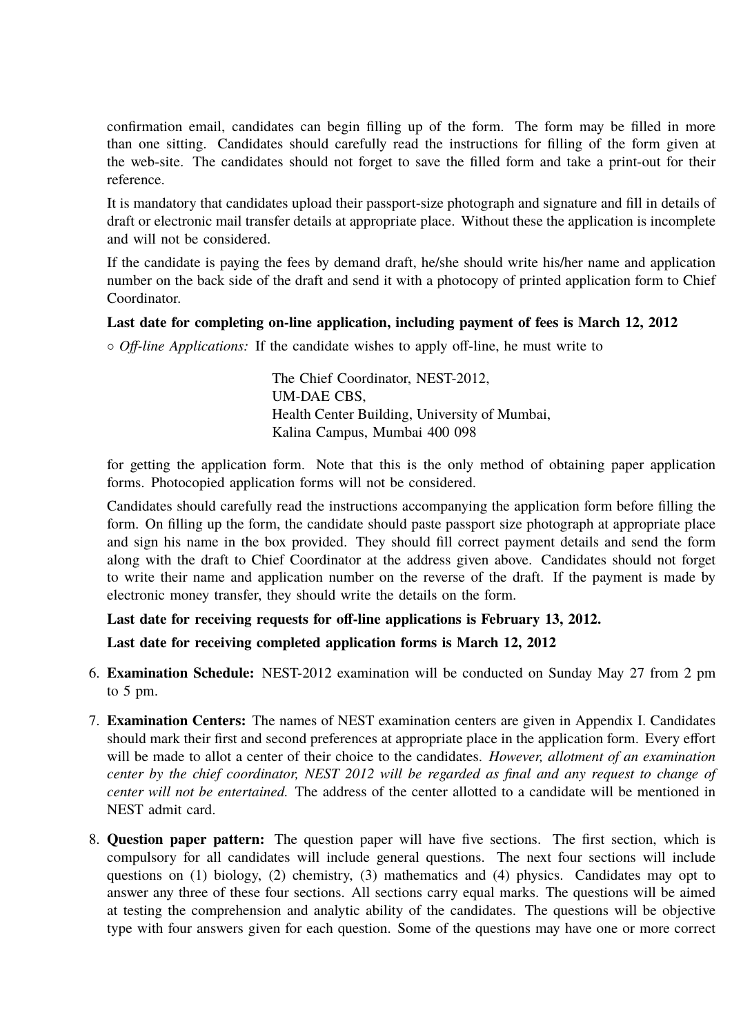confirmation email, candidates can begin filling up of the form. The form may be filled in more than one sitting. Candidates should carefully read the instructions for filling of the form given at the web-site. The candidates should not forget to save the filled form and take a print-out for their reference.

It is mandatory that candidates upload their passport-size photograph and signature and fill in details of draft or electronic mail transfer details at appropriate place. Without these the application is incomplete and will not be considered.

If the candidate is paying the fees by demand draft, he/she should write his/her name and application number on the back side of the draft and send it with a photocopy of printed application form to Chief Coordinator.

**Last date for completing on-line application, including payment of fees is March 12, 2012**

◦ *Off-line Applications:* If the candidate wishes to apply off-line, he must write to

> The Chief Coordinator, NEST-2012,
> UM-DAE CBS,
> Health Center Building, University of Mumbai,
> Kalina Campus, Mumbai 400 098

for getting the application form. Note that this is the only method of obtaining paper application forms. Photocopied application forms will not be considered.

Candidates should carefully read the instructions accompanying the application form before filling the form. On filling up the form, the candidate should paste passport size photograph at appropriate place and sign his name in the box provided. They should fill correct payment details and send the form along with the draft to Chief Coordinator at the address given above. Candidates should not forget to write their name and application number on the reverse of the draft. If the payment is made by electronic money transfer, they should write the details on the form.

**Last date for receiving requests for off-line applications is February 13, 2012.**

**Last date for receiving completed application forms is March 12, 2012**

6. **Examination Schedule:** NEST-2012 examination will be conducted on Sunday May 27 from 2 pm to 5 pm.

7. **Examination Centers:** The names of NEST examination centers are given in Appendix I. Candidates should mark their first and second preferences at appropriate place in the application form. Every effort will be made to allot a center of their choice to the candidates. *However, allotment of an examination center by the chief coordinator, NEST 2012 will be regarded as final and any request to change of center will not be entertained.* The address of the center allotted to a candidate will be mentioned in NEST admit card.

8. **Question paper pattern:** The question paper will have five sections. The first section, which is compulsory for all candidates will include general questions. The next four sections will include questions on (1) biology, (2) chemistry, (3) mathematics and (4) physics. Candidates may opt to answer any three of these four sections. All sections carry equal marks. The questions will be aimed at testing the comprehension and analytic ability of the candidates. The questions will be objective type with four answers given for each question. Some of the questions may have one or more correct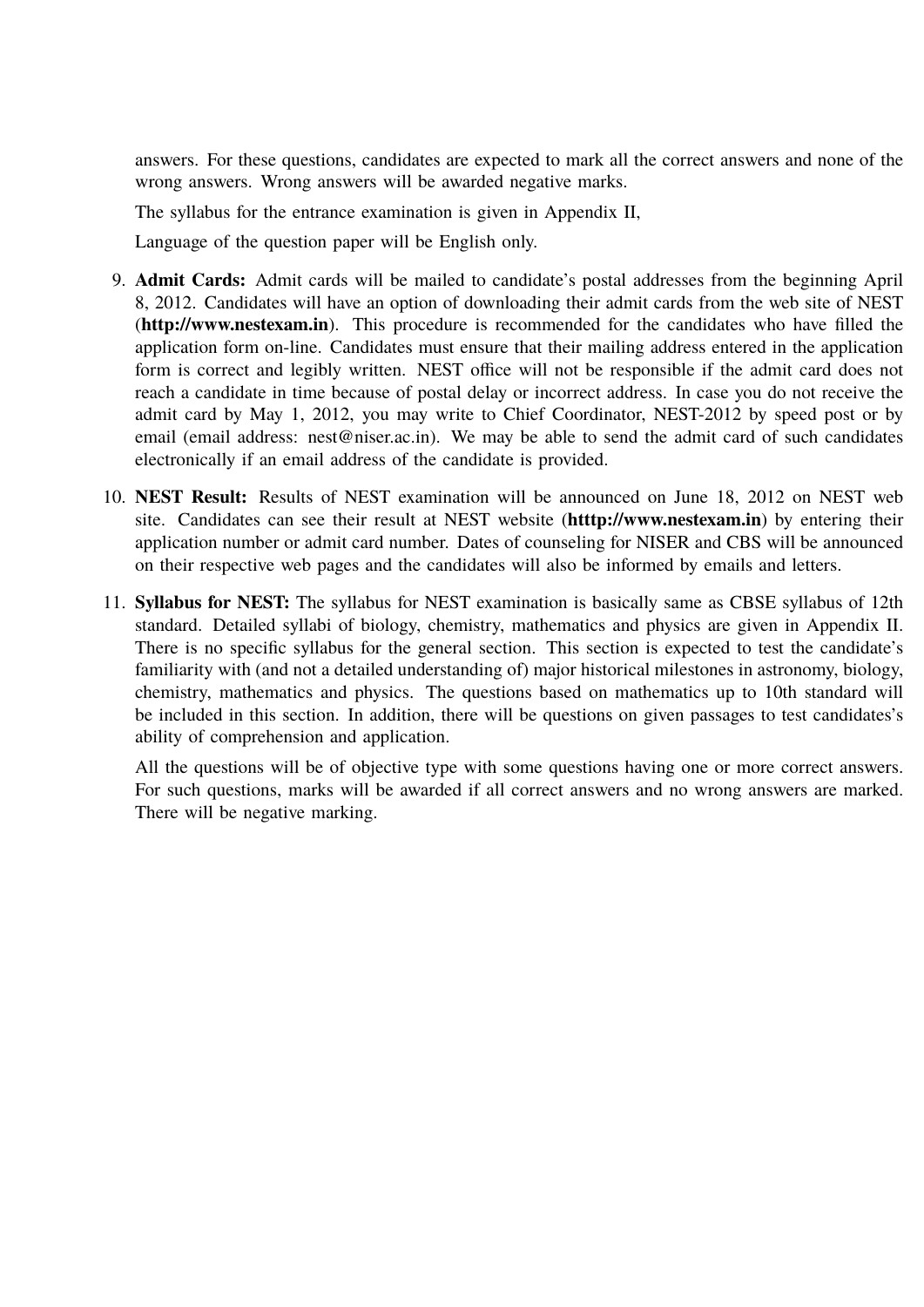answers. For these questions, candidates are expected to mark all the correct answers and none of the wrong answers. Wrong answers will be awarded negative marks.

The syllabus for the entrance examination is given in Appendix II,

Language of the question paper will be English only.

9. **Admit Cards:** Admit cards will be mailed to candidate's postal addresses from the beginning April 8, 2012. Candidates will have an option of downloading their admit cards from the web site of NEST (**http://www.nestexam.in**). This procedure is recommended for the candidates who have filled the application form on-line. Candidates must ensure that their mailing address entered in the application form is correct and legibly written. NEST office will not be responsible if the admit card does not reach a candidate in time because of postal delay or incorrect address. In case you do not receive the admit card by May 1, 2012, you may write to Chief Coordinator, NEST-2012 by speed post or by email (email address: nest@niser.ac.in). We may be able to send the admit card of such candidates electronically if an email address of the candidate is provided.

10. **NEST Result:** Results of NEST examination will be announced on June 18, 2012 on NEST web site. Candidates can see their result at NEST website (**htttp://www.nestexam.in**) by entering their application number or admit card number. Dates of counseling for NISER and CBS will be announced on their respective web pages and the candidates will also be informed by emails and letters.

11. **Syllabus for NEST:** The syllabus for NEST examination is basically same as CBSE syllabus of 12th standard. Detailed syllabi of biology, chemistry, mathematics and physics are given in Appendix II. There is no specific syllabus for the general section. This section is expected to test the candidate's familiarity with (and not a detailed understanding of) major historical milestones in astronomy, biology, chemistry, mathematics and physics. The questions based on mathematics up to 10th standard will be included in this section. In addition, there will be questions on given passages to test candidates's ability of comprehension and application.

    All the questions will be of objective type with some questions having one or more correct answers. For such questions, marks will be awarded if all correct answers and no wrong answers are marked. There will be negative marking.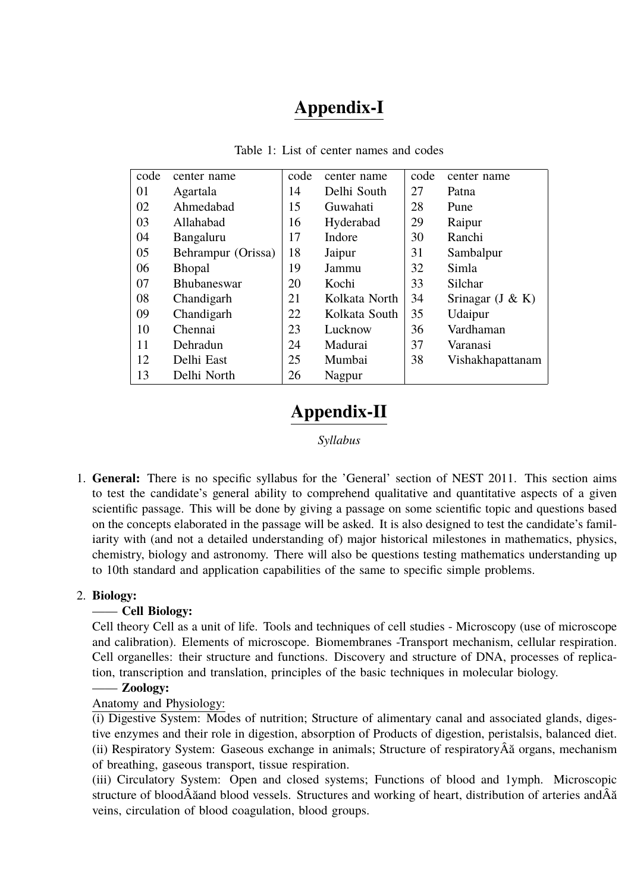# Appendix-I

Table 1: List of center names and codes

| code | center name | code | center name | code | center name |
|---|---|---|---|---|---|
| 01 | Agartala | 14 | Delhi South | 27 | Patna |
| 02 | Ahmedabad | 15 | Guwahati | 28 | Pune |
| 03 | Allahabad | 16 | Hyderabad | 29 | Raipur |
| 04 | Bangaluru | 17 | Indore | 30 | Ranchi |
| 05 | Behrampur (Orissa) | 18 | Jaipur | 31 | Sambalpur |
| 06 | Bhopal | 19 | Jammu | 32 | Simla |
| 07 | Bhubaneswar | 20 | Kochi | 33 | Silchar |
| 08 | Chandigarh | 21 | Kolkata North | 34 | Srinagar (J & K) |
| 09 | Chandigarh | 22 | Kolkata South | 35 | Udaipur |
| 10 | Chennai | 23 | Lucknow | 36 | Vardhaman |
| 11 | Dehradun | 24 | Madurai | 37 | Varanasi |
| 12 | Delhi East | 25 | Mumbai | 38 | Vishakhapattanam |
| 13 | Delhi North | 26 | Nagpur | | |

# Appendix-II

*Syllabus*

1. **General:** There is no specific syllabus for the 'General' section of NEST 2011. This section aims to test the candidate's general ability to comprehend qualitative and quantitative aspects of a given scientific passage. This will be done by giving a passage on some scientific topic and questions based on the concepts elaborated in the passage will be asked. It is also designed to test the candidate's familiarity with (and not a detailed understanding of) major historical milestones in mathematics, physics, chemistry, biology and astronomy. There will also be questions testing mathematics understanding up to 10th standard and application capabilities of the same to specific simple problems.

2. **Biology:**

—— **Cell Biology:**

Cell theory Cell as a unit of life. Tools and techniques of cell studies - Microscopy (use of microscope and calibration). Elements of microscope. Biomembranes -Transport mechanism, cellular respiration. Cell organelles: their structure and functions. Discovery and structure of DNA, processes of replication, transcription and translation, principles of the basic techniques in molecular biology.

—— **Zoology:**

Anatomy and Physiology:

(i) Digestive System: Modes of nutrition; Structure of alimentary canal and associated glands, digestive enzymes and their role in digestion, absorption of Products of digestion, peristalsis, balanced diet.
(ii) Respiratory System: Gaseous exchange in animals; Structure of respiratoryÂă organs, mechanism of breathing, gaseous transport, tissue respiration.
(iii) Circulatory System: Open and closed systems; Functions of blood and 1ymph. Microscopic structure of bloodÂăand blood vessels. Structures and working of heart, distribution of arteries andÂă veins, circulation of blood coagulation, blood groups.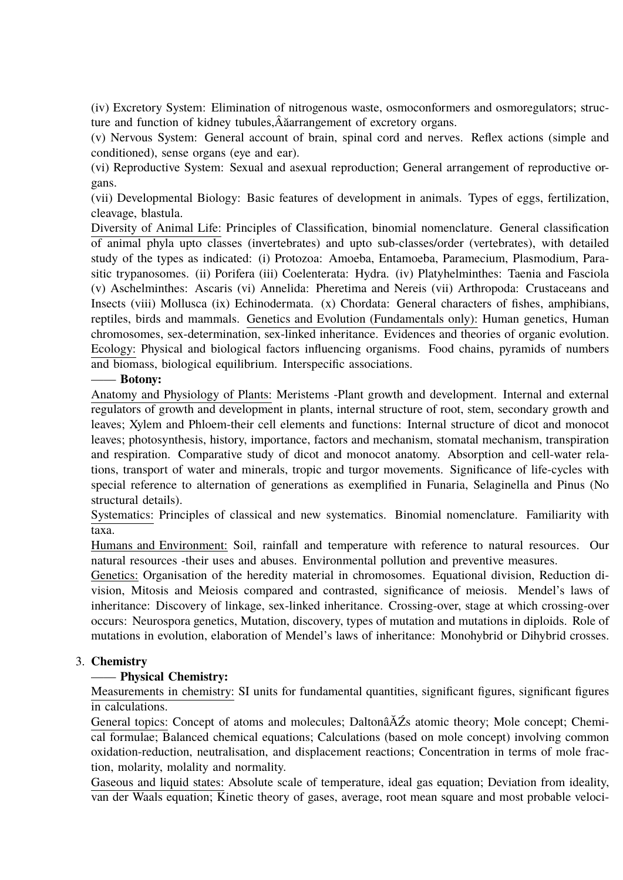(iv) Excretory System: Elimination of nitrogenous waste, osmoconformers and osmoregulators; structure and function of kidney tubules,Âărarrangement of excretory organs.

(v) Nervous System: General account of brain, spinal cord and nerves. Reflex actions (simple and conditioned), sense organs (eye and ear).

(vi) Reproductive System: Sexual and asexual reproduction; General arrangement of reproductive organs.

(vii) Developmental Biology: Basic features of development in animals. Types of eggs, fertilization, cleavage, blastula.

<u>Diversity of Animal Life:</u> Principles of Classification, binomial nomenclature. General classification of animal phyla upto classes (invertebrates) and upto sub-classes/order (vertebrates), with detailed study of the types as indicated: (i) Protozoa: Amoeba, Entamoeba, Paramecium, Plasmodium, Parasitic trypanosomes. (ii) Porifera (iii) Coelenterata: Hydra. (iv) Platyhelminthes: Taenia and Fasciola (v) Aschelminthes: Ascaris (vi) Annelida: Pheretima and Nereis (vii) Arthropoda: Crustaceans and Insects (viii) Mollusca (ix) Echinodermata. (x) Chordata: General characters of fishes, amphibians, reptiles, birds and mammals. <u>Genetics and Evolution (Fundamentals only):</u> Human genetics, Human chromosomes, sex-determination, sex-linked inheritance. Evidences and theories of organic evolution. <u>Ecology:</u> Physical and biological factors influencing organisms. Food chains, pyramids of numbers and biomass, biological equilibrium. Interspecific associations.

—— **Botony:**

<u>Anatomy and Physiology of Plants:</u> Meristems -Plant growth and development. Internal and external regulators of growth and development in plants, internal structure of root, stem, secondary growth and leaves; Xylem and Phloem-their cell elements and functions: Internal structure of dicot and monocot leaves; photosynthesis, history, importance, factors and mechanism, stomatal mechanism, transpiration and respiration. Comparative study of dicot and monocot anatomy. Absorption and cell-water relations, transport of water and minerals, tropic and turgor movements. Significance of life-cycles with special reference to alternation of generations as exemplified in Funaria, Selaginella and Pinus (No structural details).

<u>Systematics:</u> Principles of classical and new systematics. Binomial nomenclature. Familiarity with taxa.

<u>Humans and Environment:</u> Soil, rainfall and temperature with reference to natural resources. Our natural resources -their uses and abuses. Environmental pollution and preventive measures.

<u>Genetics:</u> Organisation of the heredity material in chromosomes. Equational division, Reduction division, Mitosis and Meiosis compared and contrasted, significance of meiosis. Mendel's laws of inheritance: Discovery of linkage, sex-linked inheritance. Crossing-over, stage at which crossing-over occurs: Neurospora genetics, Mutation, discovery, types of mutation and mutations in diploids. Role of mutations in evolution, elaboration of Mendel's laws of inheritance: Monohybrid or Dihybrid crosses.

3. **Chemistry**

—— **Physical Chemistry:**

<u>Measurements in chemistry:</u> SI units for fundamental quantities, significant figures, significant figures in calculations.

<u>General topics:</u> Concept of atoms and molecules; DaltonâĂŹs atomic theory; Mole concept; Chemical formulae; Balanced chemical equations; Calculations (based on mole concept) involving common oxidation-reduction, neutralisation, and displacement reactions; Concentration in terms of mole fraction, molarity, molality and normality.

<u>Gaseous and liquid states:</u> Absolute scale of temperature, ideal gas equation; Deviation from ideality, van der Waals equation; Kinetic theory of gases, average, root mean square and most probable veloci-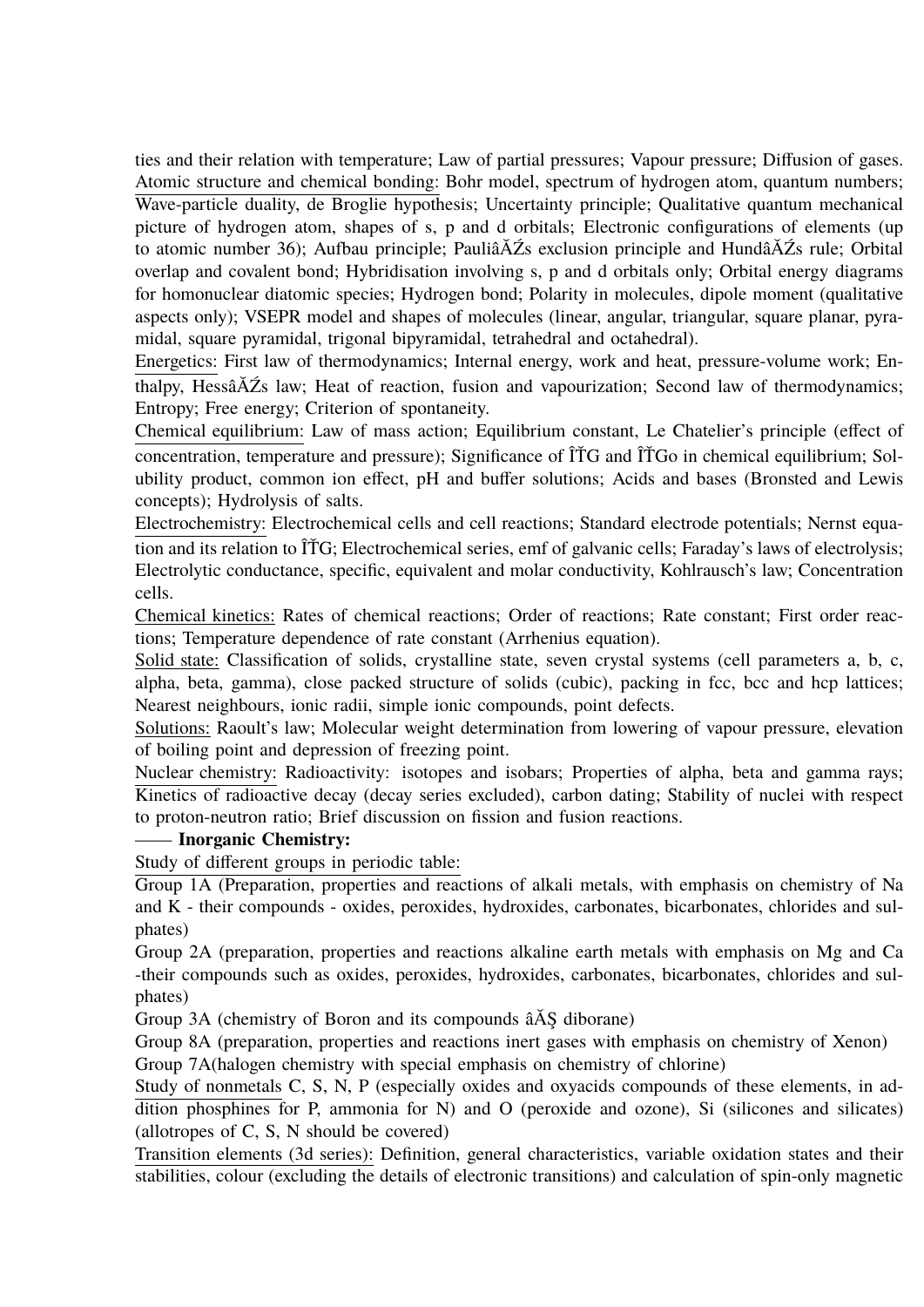ties and their relation with temperature; Law of partial pressures; Vapour pressure; Diffusion of gases.

Atomic structure and chemical bonding: Bohr model, spectrum of hydrogen atom, quantum numbers; Wave-particle duality, de Broglie hypothesis; Uncertainty principle; Qualitative quantum mechanical picture of hydrogen atom, shapes of s, p and d orbitals; Electronic configurations of elements (up to atomic number 36); Aufbau principle; PauliâĂŹs exclusion principle and HundâĂŹs rule; Orbital overlap and covalent bond; Hybridisation involving s, p and d orbitals only; Orbital energy diagrams for homonuclear diatomic species; Hydrogen bond; Polarity in molecules, dipole moment (qualitative aspects only); VSEPR model and shapes of molecules (linear, angular, triangular, square planar, pyramidal, square pyramidal, trigonal bipyramidal, tetrahedral and octahedral).

Energetics: First law of thermodynamics; Internal energy, work and heat, pressure-volume work; Enthalpy, HessâĂŹs law; Heat of reaction, fusion and vapourization; Second law of thermodynamics; Entropy; Free energy; Criterion of spontaneity.

Chemical equilibrium: Law of mass action; Equilibrium constant, Le Chatelier's principle (effect of concentration, temperature and pressure); Significance of ÎŤG and ÎŤGo in chemical equilibrium; Solubility product, common ion effect, pH and buffer solutions; Acids and bases (Bronsted and Lewis concepts); Hydrolysis of salts.

Electrochemistry: Electrochemical cells and cell reactions; Standard electrode potentials; Nernst equation and its relation to ÎŤG; Electrochemical series, emf of galvanic cells; Faraday's laws of electrolysis; Electrolytic conductance, specific, equivalent and molar conductivity, Kohlrausch's law; Concentration cells.

Chemical kinetics: Rates of chemical reactions; Order of reactions; Rate constant; First order reactions; Temperature dependence of rate constant (Arrhenius equation).

Solid state: Classification of solids, crystalline state, seven crystal systems (cell parameters a, b, c, alpha, beta, gamma), close packed structure of solids (cubic), packing in fcc, bcc and hcp lattices; Nearest neighbours, ionic radii, simple ionic compounds, point defects.

Solutions: Raoult's law; Molecular weight determination from lowering of vapour pressure, elevation of boiling point and depression of freezing point.

Nuclear chemistry: Radioactivity: isotopes and isobars; Properties of alpha, beta and gamma rays; Kinetics of radioactive decay (decay series excluded), carbon dating; Stability of nuclei with respect to proton-neutron ratio; Brief discussion on fission and fusion reactions.

—— **Inorganic Chemistry:**

Study of different groups in periodic table:

Group 1A (Preparation, properties and reactions of alkali metals, with emphasis on chemistry of Na and K - their compounds - oxides, peroxides, hydroxides, carbonates, bicarbonates, chlorides and sulphates)

Group 2A (preparation, properties and reactions alkaline earth metals with emphasis on Mg and Ca -their compounds such as oxides, peroxides, hydroxides, carbonates, bicarbonates, chlorides and sulphates)

Group 3A (chemistry of Boron and its compounds âĂŞ diborane)

Group 8A (preparation, properties and reactions inert gases with emphasis on chemistry of Xenon)

Group 7A(halogen chemistry with special emphasis on chemistry of chlorine)

Study of nonmetals C, S, N, P (especially oxides and oxyacids compounds of these elements, in addition phosphines for P, ammonia for N) and O (peroxide and ozone), Si (silicones and silicates) (allotropes of C, S, N should be covered)

Transition elements (3d series): Definition, general characteristics, variable oxidation states and their stabilities, colour (excluding the details of electronic transitions) and calculation of spin-only magnetic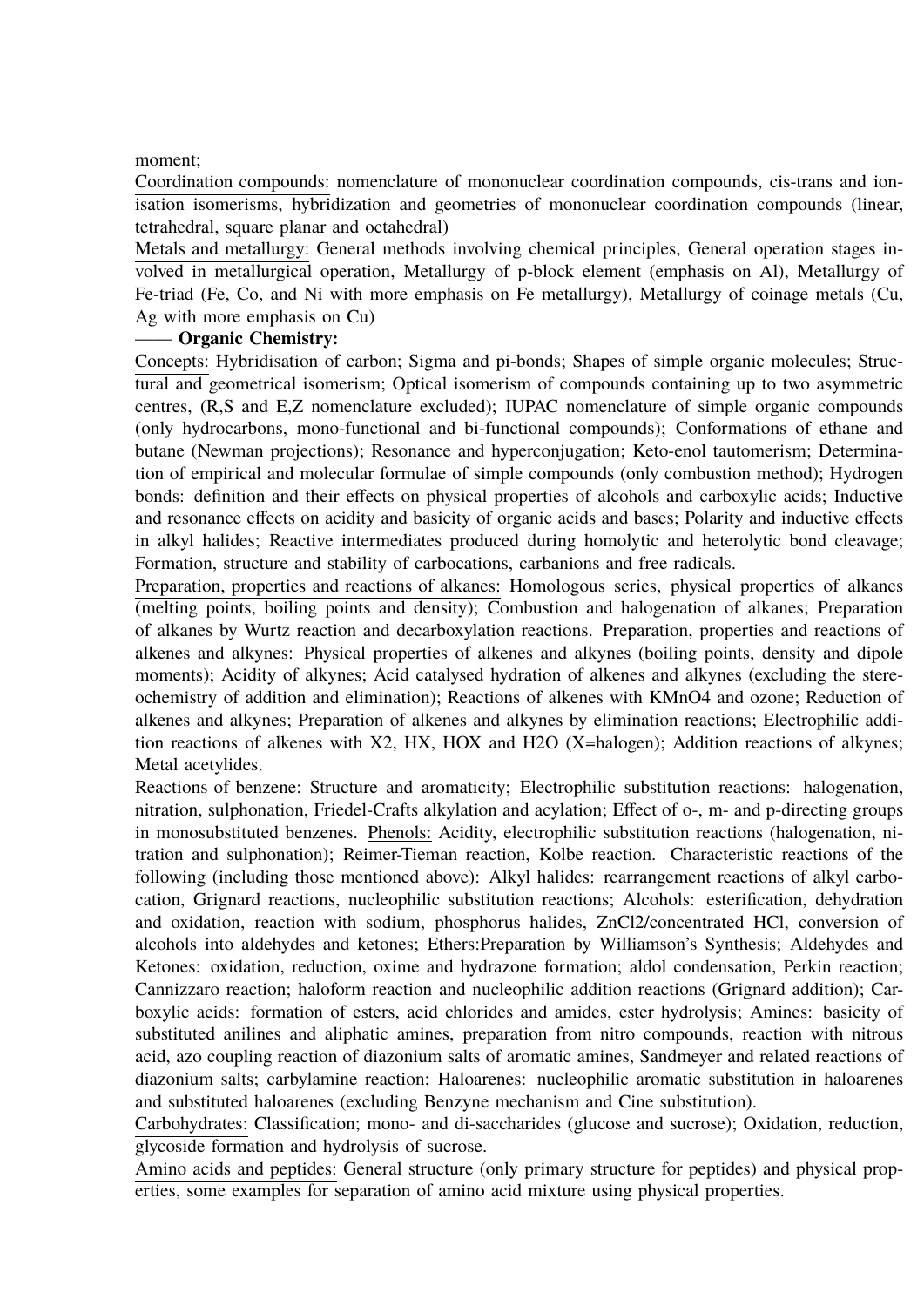moment;

Coordination compounds: nomenclature of mononuclear coordination compounds, cis-trans and ionisation isomerisms, hybridization and geometries of mononuclear coordination compounds (linear, tetrahedral, square planar and octahedral)

Metals and metallurgy: General methods involving chemical principles, General operation stages involved in metallurgical operation, Metallurgy of p-block element (emphasis on Al), Metallurgy of Fe-triad (Fe, Co, and Ni with more emphasis on Fe metallurgy), Metallurgy of coinage metals (Cu, Ag with more emphasis on Cu)

—— **Organic Chemistry:**

Concepts: Hybridisation of carbon; Sigma and pi-bonds; Shapes of simple organic molecules; Structural and geometrical isomerism; Optical isomerism of compounds containing up to two asymmetric centres, (R,S and E,Z nomenclature excluded); IUPAC nomenclature of simple organic compounds (only hydrocarbons, mono-functional and bi-functional compounds); Conformations of ethane and butane (Newman projections); Resonance and hyperconjugation; Keto-enol tautomerism; Determination of empirical and molecular formulae of simple compounds (only combustion method); Hydrogen bonds: definition and their effects on physical properties of alcohols and carboxylic acids; Inductive and resonance effects on acidity and basicity of organic acids and bases; Polarity and inductive effects in alkyl halides; Reactive intermediates produced during homolytic and heterolytic bond cleavage; Formation, structure and stability of carbocations, carbanions and free radicals.

Preparation, properties and reactions of alkanes: Homologous series, physical properties of alkanes (melting points, boiling points and density); Combustion and halogenation of alkanes; Preparation of alkanes by Wurtz reaction and decarboxylation reactions. Preparation, properties and reactions of alkenes and alkynes: Physical properties of alkenes and alkynes (boiling points, density and dipole moments); Acidity of alkynes; Acid catalysed hydration of alkenes and alkynes (excluding the stereochemistry of addition and elimination); Reactions of alkenes with $KMnO_4$ and ozone; Reduction of alkenes and alkynes; Preparation of alkenes and alkynes by elimination reactions; Electrophilic addition reactions of alkenes with $X_2$, HX, HOX and $H_2O$ (X=halogen); Addition reactions of alkynes; Metal acetylides.

Reactions of benzene: Structure and aromaticity; Electrophilic substitution reactions: halogenation, nitration, sulphonation, Friedel-Crafts alkylation and acylation; Effect of o-, m- and p-directing groups in monosubstituted benzenes. Phenols: Acidity, electrophilic substitution reactions (halogenation, nitration and sulphonation); Reimer-Tieman reaction, Kolbe reaction. Characteristic reactions of the following (including those mentioned above): Alkyl halides: rearrangement reactions of alkyl carbocation, Grignard reactions, nucleophilic substitution reactions; Alcohols: esterification, dehydration and oxidation, reaction with sodium, phosphorus halides, $ZnCl_2$/concentrated HCl, conversion of alcohols into aldehydes and ketones; Ethers:Preparation by Williamson's Synthesis; Aldehydes and Ketones: oxidation, reduction, oxime and hydrazone formation; aldol condensation, Perkin reaction; Cannizzaro reaction; haloform reaction and nucleophilic addition reactions (Grignard addition); Carboxylic acids: formation of esters, acid chlorides and amides, ester hydrolysis; Amines: basicity of substituted anilines and aliphatic amines, preparation from nitro compounds, reaction with nitrous acid, azo coupling reaction of diazonium salts of aromatic amines, Sandmeyer and related reactions of diazonium salts; carbylamine reaction; Haloarenes: nucleophilic aromatic substitution in haloarenes and substituted haloarenes (excluding Benzyne mechanism and Cine substitution).

Carbohydrates: Classification; mono- and di-saccharides (glucose and sucrose); Oxidation, reduction, glycoside formation and hydrolysis of sucrose.

Amino acids and peptides: General structure (only primary structure for peptides) and physical properties, some examples for separation of amino acid mixture using physical properties.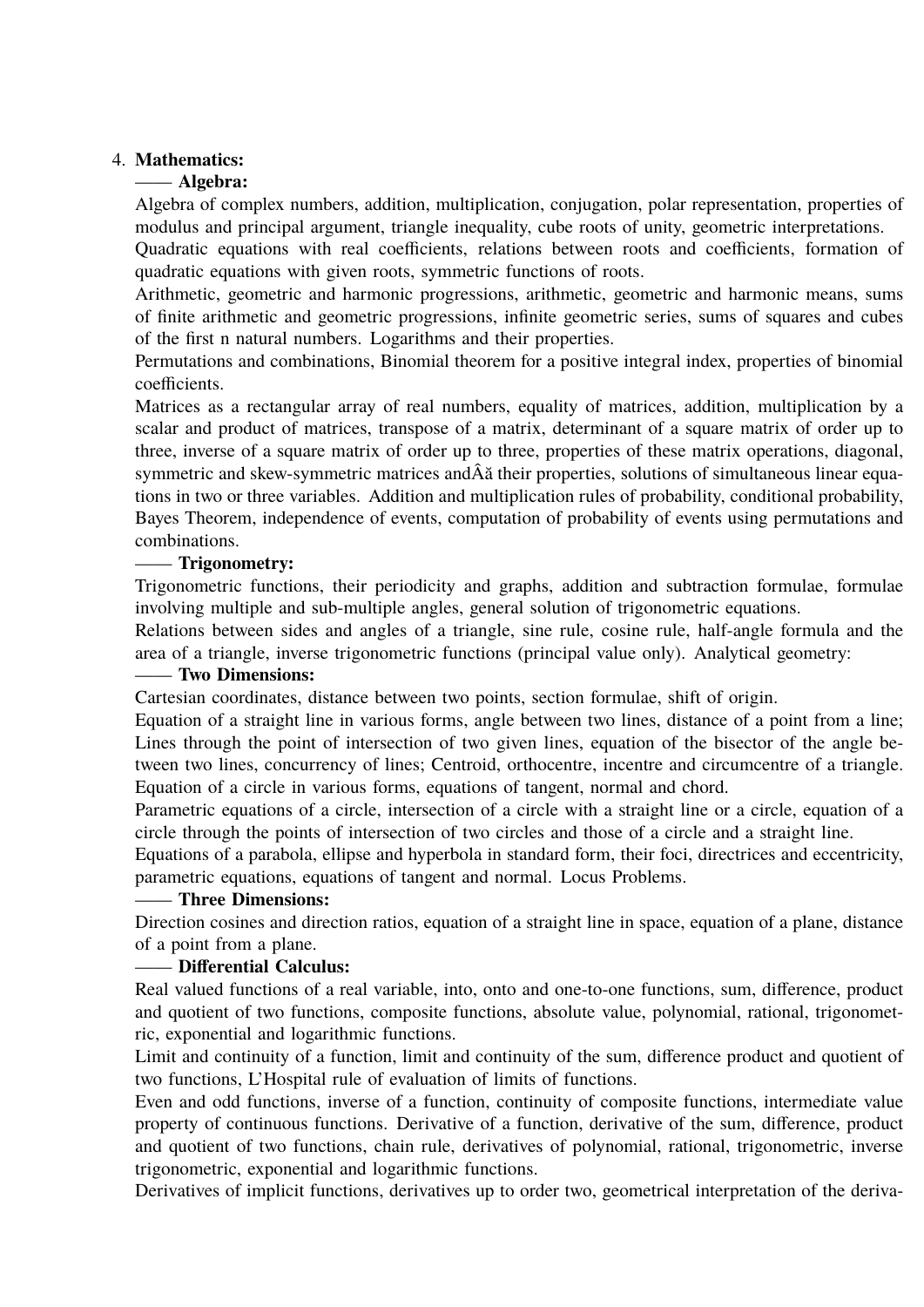4. **Mathematics:**

—— **Algebra:**

Algebra of complex numbers, addition, multiplication, conjugation, polar representation, properties of modulus and principal argument, triangle inequality, cube roots of unity, geometric interpretations.

Quadratic equations with real coefficients, relations between roots and coefficients, formation of quadratic equations with given roots, symmetric functions of roots.

Arithmetic, geometric and harmonic progressions, arithmetic, geometric and harmonic means, sums of finite arithmetic and geometric progressions, infinite geometric series, sums of squares and cubes of the first n natural numbers. Logarithms and their properties.

Permutations and combinations, Binomial theorem for a positive integral index, properties of binomial coefficients.

Matrices as a rectangular array of real numbers, equality of matrices, addition, multiplication by a scalar and product of matrices, transpose of a matrix, determinant of a square matrix of order up to three, inverse of a square matrix of order up to three, properties of these matrix operations, diagonal, symmetric and skew-symmetric matrices andÂă their properties, solutions of simultaneous linear equations in two or three variables. Addition and multiplication rules of probability, conditional probability, Bayes Theorem, independence of events, computation of probability of events using permutations and combinations.

—— **Trigonometry:**

Trigonometric functions, their periodicity and graphs, addition and subtraction formulae, formulae involving multiple and sub-multiple angles, general solution of trigonometric equations.

Relations between sides and angles of a triangle, sine rule, cosine rule, half-angle formula and the area of a triangle, inverse trigonometric functions (principal value only). Analytical geometry:

—— **Two Dimensions:**

Cartesian coordinates, distance between two points, section formulae, shift of origin.

Equation of a straight line in various forms, angle between two lines, distance of a point from a line; Lines through the point of intersection of two given lines, equation of the bisector of the angle between two lines, concurrency of lines; Centroid, orthocentre, incentre and circumcentre of a triangle. Equation of a circle in various forms, equations of tangent, normal and chord.

Parametric equations of a circle, intersection of a circle with a straight line or a circle, equation of a circle through the points of intersection of two circles and those of a circle and a straight line.

Equations of a parabola, ellipse and hyperbola in standard form, their foci, directrices and eccentricity, parametric equations, equations of tangent and normal. Locus Problems.

—— **Three Dimensions:**

Direction cosines and direction ratios, equation of a straight line in space, equation of a plane, distance of a point from a plane.

—— **Differential Calculus:**

Real valued functions of a real variable, into, onto and one-to-one functions, sum, difference, product and quotient of two functions, composite functions, absolute value, polynomial, rational, trigonometric, exponential and logarithmic functions.

Limit and continuity of a function, limit and continuity of the sum, difference product and quotient of two functions, L'Hospital rule of evaluation of limits of functions.

Even and odd functions, inverse of a function, continuity of composite functions, intermediate value property of continuous functions. Derivative of a function, derivative of the sum, difference, product and quotient of two functions, chain rule, derivatives of polynomial, rational, trigonometric, inverse trigonometric, exponential and logarithmic functions.

Derivatives of implicit functions, derivatives up to order two, geometrical interpretation of the deriva-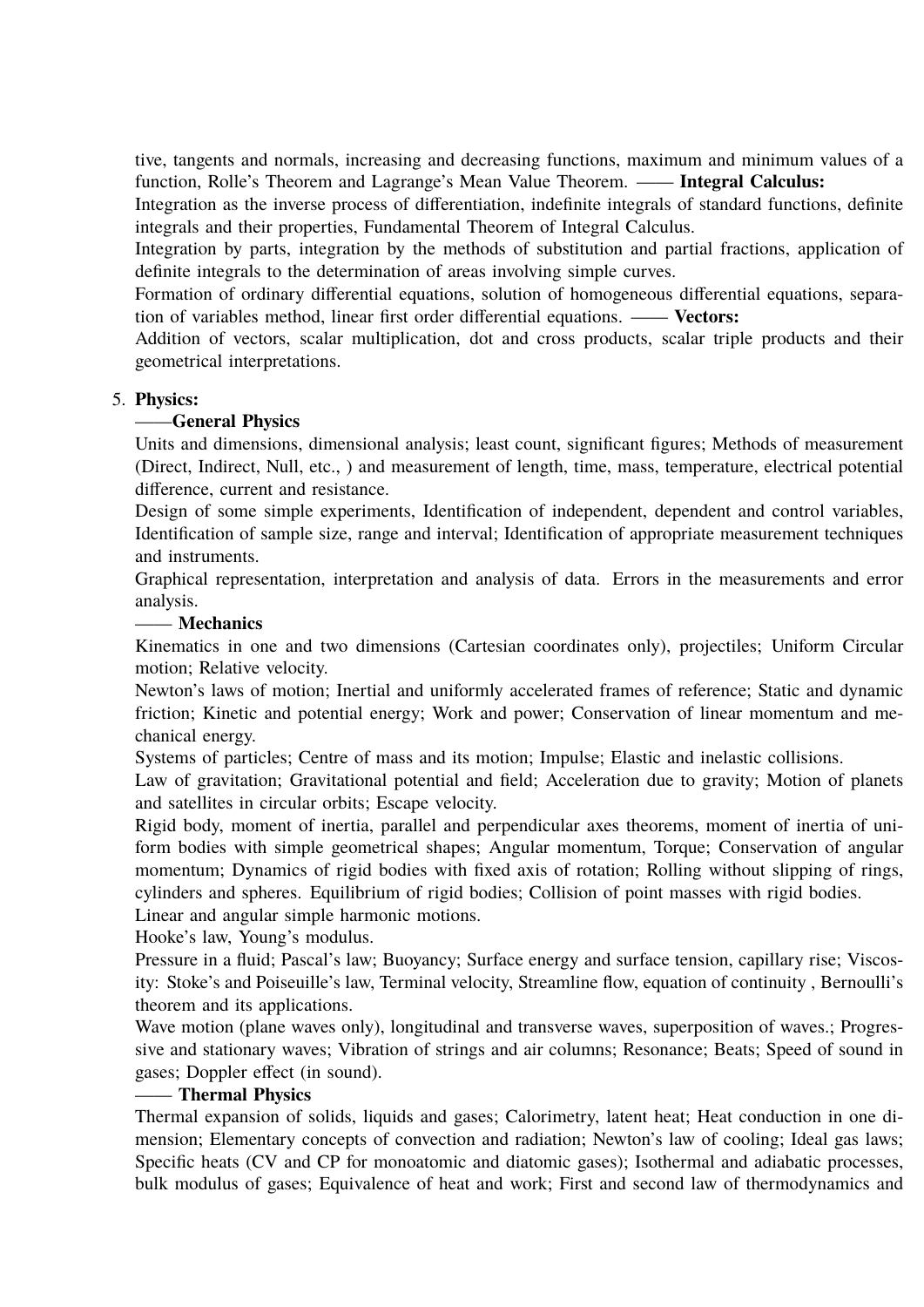tive, tangents and normals, increasing and decreasing functions, maximum and minimum values of a function, Rolle's Theorem and Lagrange's Mean Value Theorem. —— **Integral Calculus:**

Integration as the inverse process of differentiation, indefinite integrals of standard functions, definite integrals and their properties, Fundamental Theorem of Integral Calculus.

Integration by parts, integration by the methods of substitution and partial fractions, application of definite integrals to the determination of areas involving simple curves.

Formation of ordinary differential equations, solution of homogeneous differential equations, separation of variables method, linear first order differential equations. —— **Vectors:**

Addition of vectors, scalar multiplication, dot and cross products, scalar triple products and their geometrical interpretations.

5. **Physics:**

——**General Physics**

Units and dimensions, dimensional analysis; least count, significant figures; Methods of measurement (Direct, Indirect, Null, etc., ) and measurement of length, time, mass, temperature, electrical potential difference, current and resistance.

Design of some simple experiments, Identification of independent, dependent and control variables, Identification of sample size, range and interval; Identification of appropriate measurement techniques and instruments.

Graphical representation, interpretation and analysis of data. Errors in the measurements and error analysis.

—— **Mechanics**

Kinematics in one and two dimensions (Cartesian coordinates only), projectiles; Uniform Circular motion; Relative velocity.

Newton's laws of motion; Inertial and uniformly accelerated frames of reference; Static and dynamic friction; Kinetic and potential energy; Work and power; Conservation of linear momentum and mechanical energy.

Systems of particles; Centre of mass and its motion; Impulse; Elastic and inelastic collisions.

Law of gravitation; Gravitational potential and field; Acceleration due to gravity; Motion of planets and satellites in circular orbits; Escape velocity.

Rigid body, moment of inertia, parallel and perpendicular axes theorems, moment of inertia of uniform bodies with simple geometrical shapes; Angular momentum, Torque; Conservation of angular momentum; Dynamics of rigid bodies with fixed axis of rotation; Rolling without slipping of rings, cylinders and spheres. Equilibrium of rigid bodies; Collision of point masses with rigid bodies.

Linear and angular simple harmonic motions.

Hooke's law, Young's modulus.

Pressure in a fluid; Pascal's law; Buoyancy; Surface energy and surface tension, capillary rise; Viscosity: Stoke's and Poiseuille's law, Terminal velocity, Streamline flow, equation of continuity , Bernoulli's theorem and its applications.

Wave motion (plane waves only), longitudinal and transverse waves, superposition of waves.; Progressive and stationary waves; Vibration of strings and air columns; Resonance; Beats; Speed of sound in gases; Doppler effect (in sound).

—— **Thermal Physics**

Thermal expansion of solids, liquids and gases; Calorimetry, latent heat; Heat conduction in one dimension; Elementary concepts of convection and radiation; Newton's law of cooling; Ideal gas laws; Specific heats (CV and CP for monoatomic and diatomic gases); Isothermal and adiabatic processes, bulk modulus of gases; Equivalence of heat and work; First and second law of thermodynamics and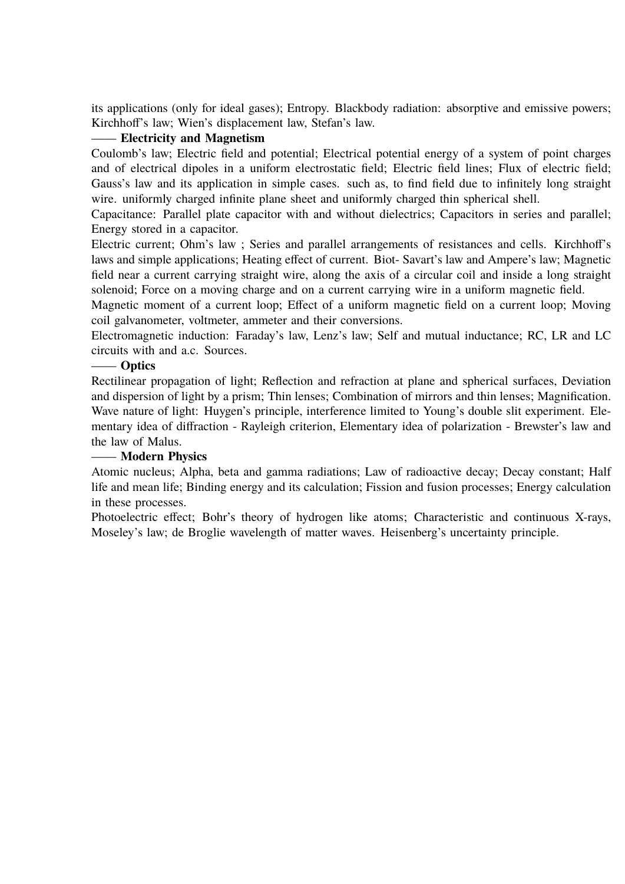its applications (only for ideal gases); Entropy. Blackbody radiation: absorptive and emissive powers; Kirchhoff's law; Wien's displacement law, Stefan's law.

—— **Electricity and Magnetism**

Coulomb's law; Electric field and potential; Electrical potential energy of a system of point charges and of electrical dipoles in a uniform electrostatic field; Electric field lines; Flux of electric field; Gauss's law and its application in simple cases. such as, to find field due to infinitely long straight wire. uniformly charged infinite plane sheet and uniformly charged thin spherical shell.

Capacitance: Parallel plate capacitor with and without dielectrics; Capacitors in series and parallel; Energy stored in a capacitor.

Electric current; Ohm's law ; Series and parallel arrangements of resistances and cells. Kirchhoff's laws and simple applications; Heating effect of current. Biot- Savart's law and Ampere's law; Magnetic field near a current carrying straight wire, along the axis of a circular coil and inside a long straight solenoid; Force on a moving charge and on a current carrying wire in a uniform magnetic field.

Magnetic moment of a current loop; Effect of a uniform magnetic field on a current loop; Moving coil galvanometer, voltmeter, ammeter and their conversions.

Electromagnetic induction: Faraday's law, Lenz's law; Self and mutual inductance; RC, LR and LC circuits with and a.c. Sources.

—— **Optics**

Rectilinear propagation of light; Reflection and refraction at plane and spherical surfaces, Deviation and dispersion of light by a prism; Thin lenses; Combination of mirrors and thin lenses; Magnification. Wave nature of light: Huygen's principle, interference limited to Young's double slit experiment. Elementary idea of diffraction - Rayleigh criterion, Elementary idea of polarization - Brewster's law and the law of Malus.

—— **Modern Physics**

Atomic nucleus; Alpha, beta and gamma radiations; Law of radioactive decay; Decay constant; Half life and mean life; Binding energy and its calculation; Fission and fusion processes; Energy calculation in these processes.

Photoelectric effect; Bohr's theory of hydrogen like atoms; Characteristic and continuous X-rays, Moseley's law; de Broglie wavelength of matter waves. Heisenberg's uncertainty principle.